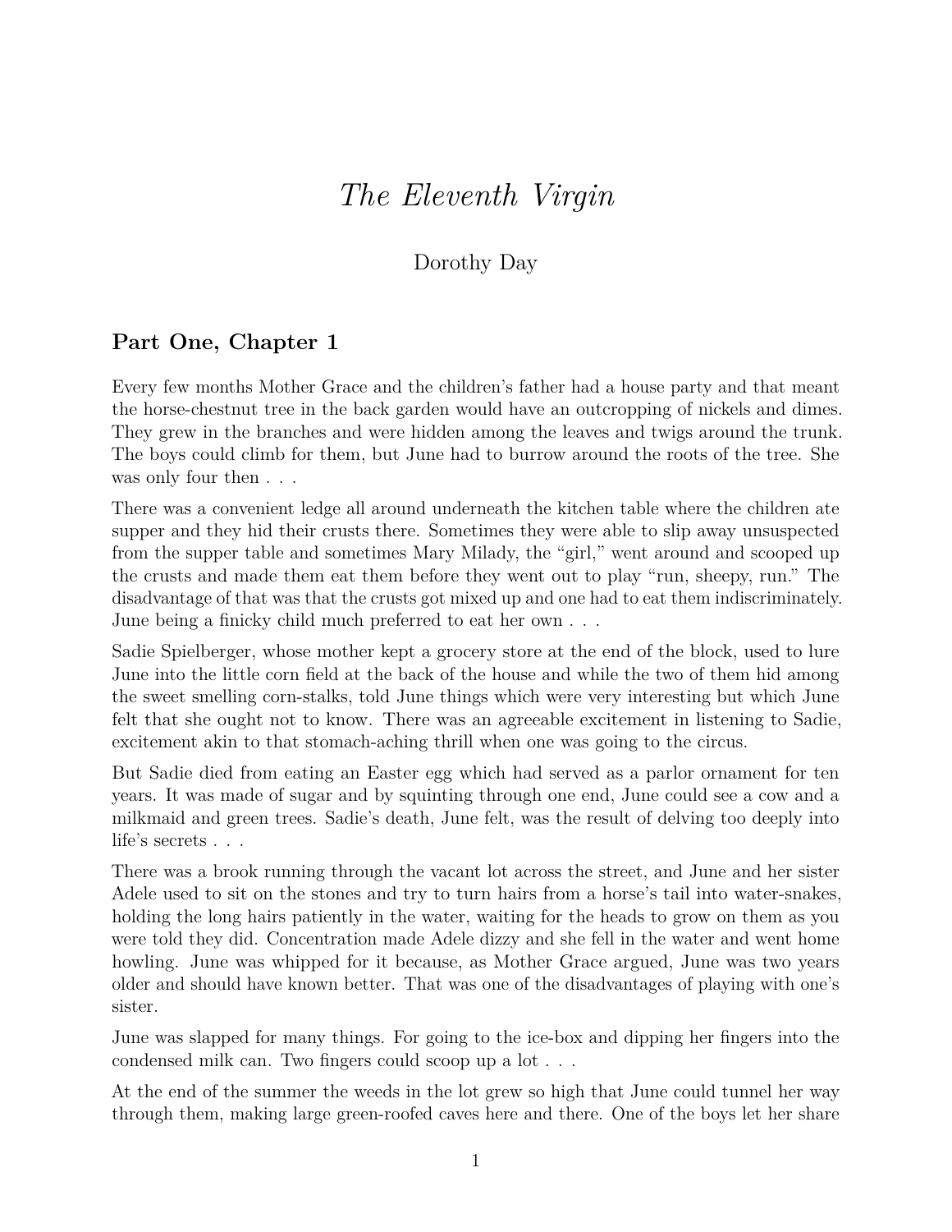# *The Eleventh Virgin*

Dorothy Day

## Part One, Chapter 1

Every few months Mother Grace and the children's father had a house party and that meant the horse-chestnut tree in the back garden would have an outcropping of nickels and dimes. They grew in the branches and were hidden among the leaves and twigs around the trunk. The boys could climb for them, but June had to burrow around the roots of the tree. She was only four then . . .

There was a convenient ledge all around underneath the kitchen table where the children ate supper and they hid their crusts there. Sometimes they were able to slip away unsuspected from the supper table and sometimes Mary Milady, the "girl," went around and scooped up the crusts and made them eat them before they went out to play "run, sheepy, run." The disadvantage of that was that the crusts got mixed up and one had to eat them indiscriminately. June being a finicky child much preferred to eat her own . . .

Sadie Spielberger, whose mother kept a grocery store at the end of the block, used to lure June into the little corn field at the back of the house and while the two of them hid among the sweet smelling corn-stalks, told June things which were very interesting but which June felt that she ought not to know. There was an agreeable excitement in listening to Sadie, excitement akin to that stomach-aching thrill when one was going to the circus.

But Sadie died from eating an Easter egg which had served as a parlor ornament for ten years. It was made of sugar and by squinting through one end, June could see a cow and a milkmaid and green trees. Sadie's death, June felt, was the result of delving too deeply into life's secrets . . .

There was a brook running through the vacant lot across the street, and June and her sister Adele used to sit on the stones and try to turn hairs from a horse's tail into water-snakes, holding the long hairs patiently in the water, waiting for the heads to grow on them as you were told they did. Concentration made Adele dizzy and she fell in the water and went home howling. June was whipped for it because, as Mother Grace argued, June was two years older and should have known better. That was one of the disadvantages of playing with one's sister.

June was slapped for many things. For going to the ice-box and dipping her fingers into the condensed milk can. Two fingers could scoop up a lot . . .

At the end of the summer the weeds in the lot grew so high that June could tunnel her way through them, making large green-roofed caves here and there. One of the boys let her share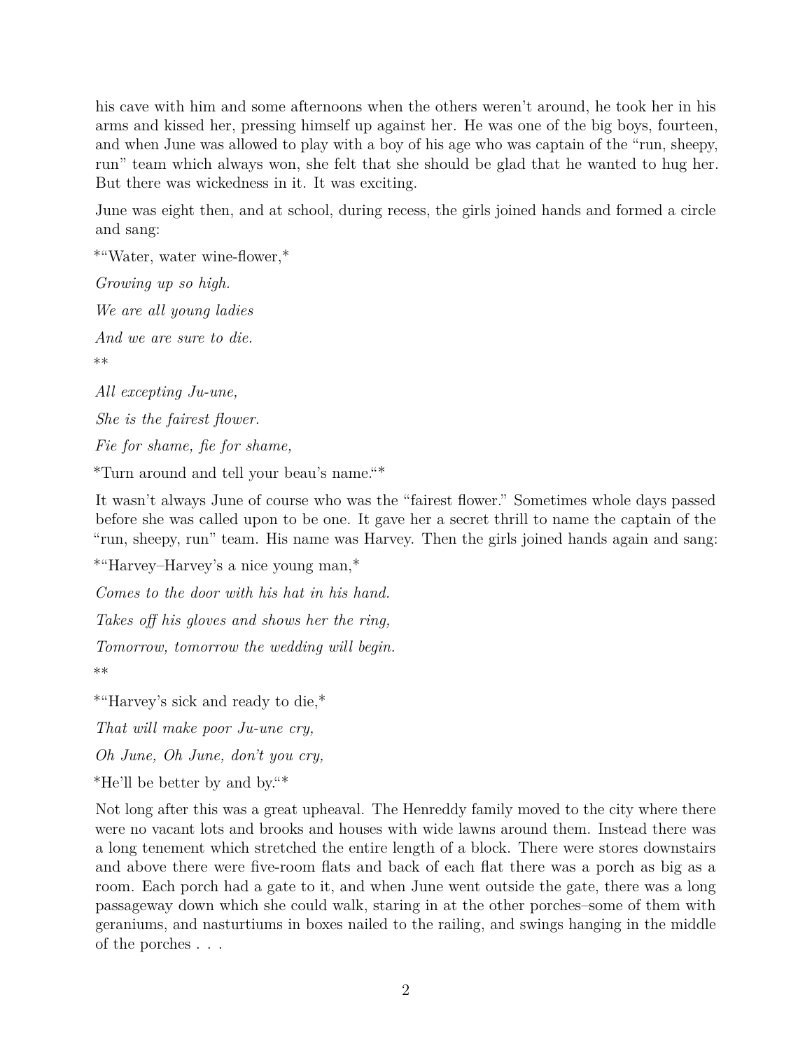his cave with him and some afternoons when the others weren't around, he took her in his arms and kissed her, pressing himself up against her. He was one of the big boys, fourteen, and when June was allowed to play with a boy of his age who was captain of the "run, sheepy, run" team which always won, she felt that she should be glad that he wanted to hug her. But there was wickedness in it. It was exciting.

June was eight then, and at school, during recess, the girls joined hands and formed a circle and sang:

*"Water, water wine-flower,*

*Growing up so high.*

*We are all young ladies*

*And we are sure to die.*

*All excepting Ju-une,*

*She is the fairest flower.*

*Fie for shame, fie for shame,*

*Turn around and tell your beau's name."*

It wasn't always June of course who was the "fairest flower." Sometimes whole days passed before she was called upon to be one. It gave her a secret thrill to name the captain of the "run, sheepy, run" team. His name was Harvey. Then the girls joined hands again and sang:

*"Harvey–Harvey's a nice young man,*

*Comes to the door with his hat in his hand.*

*Takes off his gloves and shows her the ring,*

*Tomorrow, tomorrow the wedding will begin.*

*"Harvey's sick and ready to die,*

*That will make poor Ju-une cry,*

*Oh June, Oh June, don't you cry,*

*He'll be better by and by."*

Not long after this was a great upheaval. The Henreddy family moved to the city where there were no vacant lots and brooks and houses with wide lawns around them. Instead there was a long tenement which stretched the entire length of a block. There were stores downstairs and above there were five-room flats and back of each flat there was a porch as big as a room. Each porch had a gate to it, and when June went outside the gate, there was a long passageway down which she could walk, staring in at the other porches–some of them with geraniums, and nasturtiums in boxes nailed to the railing, and swings hanging in the middle of the porches . . .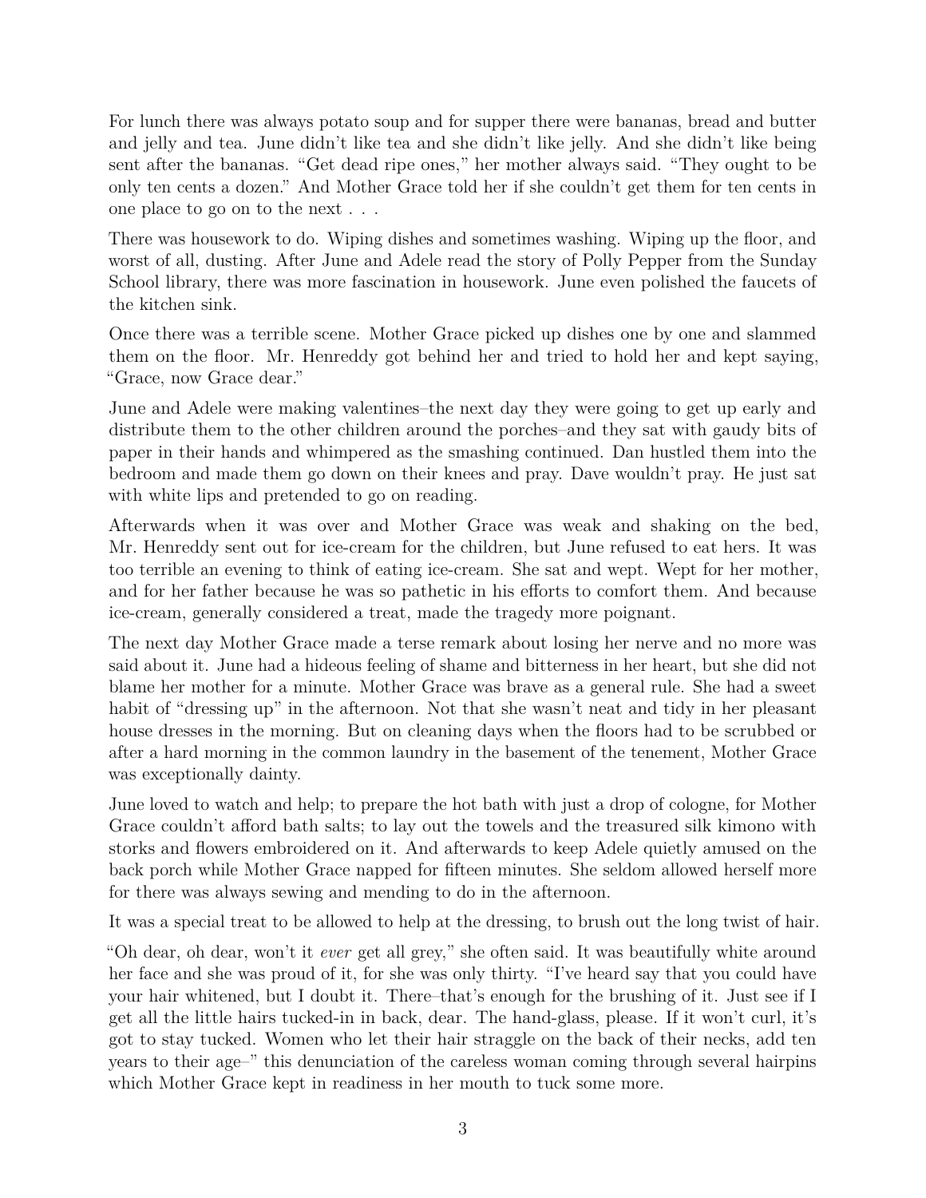For lunch there was always potato soup and for supper there were bananas, bread and butter and jelly and tea. June didn't like tea and she didn't like jelly. And she didn't like being sent after the bananas. "Get dead ripe ones," her mother always said. "They ought to be only ten cents a dozen." And Mother Grace told her if she couldn't get them for ten cents in one place to go on to the next . . .

There was housework to do. Wiping dishes and sometimes washing. Wiping up the floor, and worst of all, dusting. After June and Adele read the story of Polly Pepper from the Sunday School library, there was more fascination in housework. June even polished the faucets of the kitchen sink.

Once there was a terrible scene. Mother Grace picked up dishes one by one and slammed them on the floor. Mr. Henreddy got behind her and tried to hold her and kept saying, "Grace, now Grace dear."

June and Adele were making valentines–the next day they were going to get up early and distribute them to the other children around the porches–and they sat with gaudy bits of paper in their hands and whimpered as the smashing continued. Dan hustled them into the bedroom and made them go down on their knees and pray. Dave wouldn't pray. He just sat with white lips and pretended to go on reading.

Afterwards when it was over and Mother Grace was weak and shaking on the bed, Mr. Henreddy sent out for ice-cream for the children, but June refused to eat hers. It was too terrible an evening to think of eating ice-cream. She sat and wept. Wept for her mother, and for her father because he was so pathetic in his efforts to comfort them. And because ice-cream, generally considered a treat, made the tragedy more poignant.

The next day Mother Grace made a terse remark about losing her nerve and no more was said about it. June had a hideous feeling of shame and bitterness in her heart, but she did not blame her mother for a minute. Mother Grace was brave as a general rule. She had a sweet habit of "dressing up" in the afternoon. Not that she wasn't neat and tidy in her pleasant house dresses in the morning. But on cleaning days when the floors had to be scrubbed or after a hard morning in the common laundry in the basement of the tenement, Mother Grace was exceptionally dainty.

June loved to watch and help; to prepare the hot bath with just a drop of cologne, for Mother Grace couldn't afford bath salts; to lay out the towels and the treasured silk kimono with storks and flowers embroidered on it. And afterwards to keep Adele quietly amused on the back porch while Mother Grace napped for fifteen minutes. She seldom allowed herself more for there was always sewing and mending to do in the afternoon.

It was a special treat to be allowed to help at the dressing, to brush out the long twist of hair.

"Oh dear, oh dear, won't it *ever* get all grey," she often said. It was beautifully white around her face and she was proud of it, for she was only thirty. "I've heard say that you could have your hair whitened, but I doubt it. There–that's enough for the brushing of it. Just see if I get all the little hairs tucked-in in back, dear. The hand-glass, please. If it won't curl, it's got to stay tucked. Women who let their hair straggle on the back of their necks, add ten years to their age–" this denunciation of the careless woman coming through several hairpins which Mother Grace kept in readiness in her mouth to tuck some more.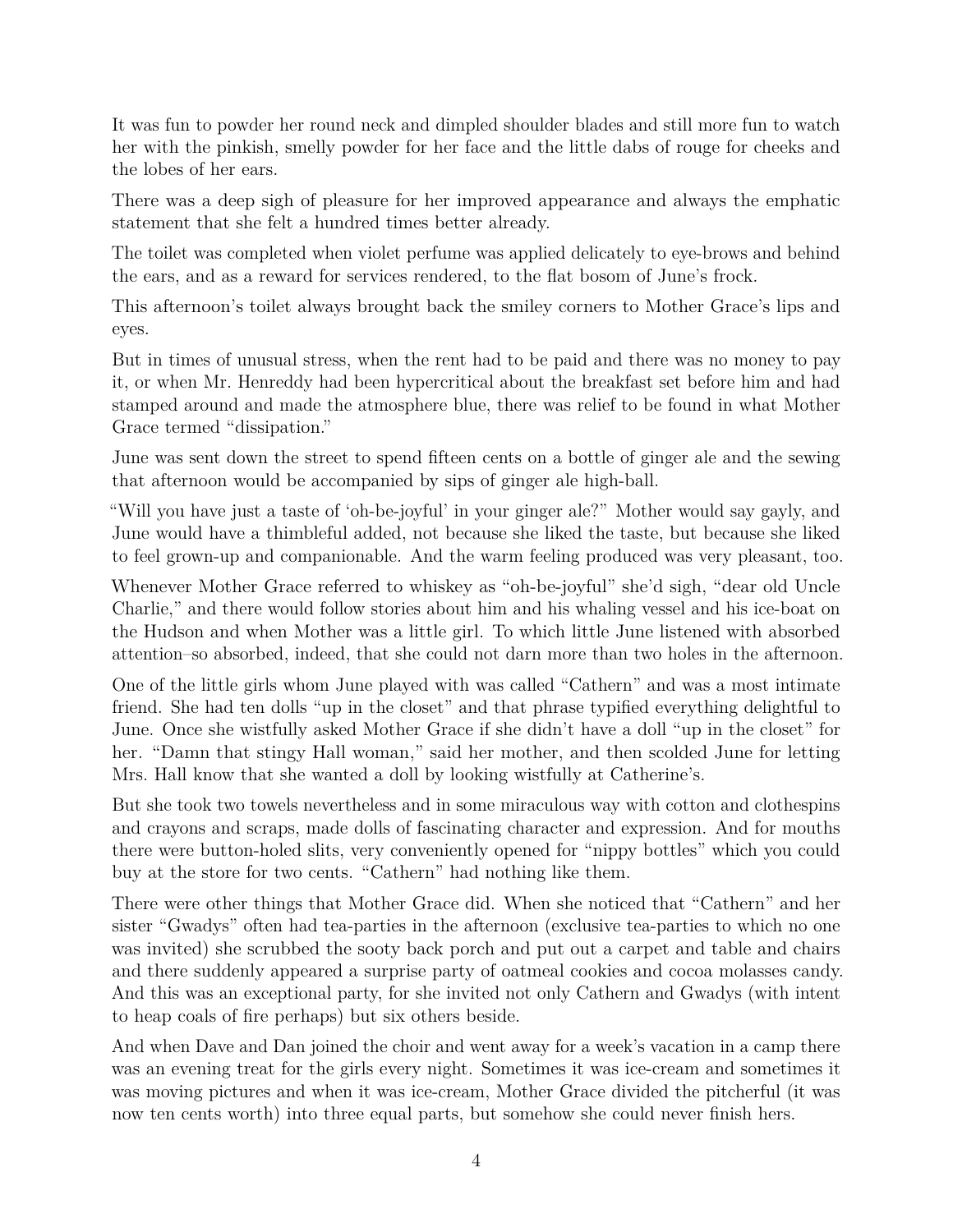It was fun to powder her round neck and dimpled shoulder blades and still more fun to watch her with the pinkish, smelly powder for her face and the little dabs of rouge for cheeks and the lobes of her ears.

There was a deep sigh of pleasure for her improved appearance and always the emphatic statement that she felt a hundred times better already.

The toilet was completed when violet perfume was applied delicately to eye-brows and behind the ears, and as a reward for services rendered, to the flat bosom of June's frock.

This afternoon's toilet always brought back the smiley corners to Mother Grace's lips and eyes.

But in times of unusual stress, when the rent had to be paid and there was no money to pay it, or when Mr. Henreddy had been hypercritical about the breakfast set before him and had stamped around and made the atmosphere blue, there was relief to be found in what Mother Grace termed "dissipation."

June was sent down the street to spend fifteen cents on a bottle of ginger ale and the sewing that afternoon would be accompanied by sips of ginger ale high-ball.

"Will you have just a taste of 'oh-be-joyful' in your ginger ale?" Mother would say gayly, and June would have a thimbleful added, not because she liked the taste, but because she liked to feel grown-up and companionable. And the warm feeling produced was very pleasant, too.

Whenever Mother Grace referred to whiskey as "oh-be-joyful" she'd sigh, "dear old Uncle Charlie," and there would follow stories about him and his whaling vessel and his ice-boat on the Hudson and when Mother was a little girl. To which little June listened with absorbed attention–so absorbed, indeed, that she could not darn more than two holes in the afternoon.

One of the little girls whom June played with was called "Cathern" and was a most intimate friend. She had ten dolls "up in the closet" and that phrase typified everything delightful to June. Once she wistfully asked Mother Grace if she didn't have a doll "up in the closet" for her. "Damn that stingy Hall woman," said her mother, and then scolded June for letting Mrs. Hall know that she wanted a doll by looking wistfully at Catherine's.

But she took two towels nevertheless and in some miraculous way with cotton and clothespins and crayons and scraps, made dolls of fascinating character and expression. And for mouths there were button-holed slits, very conveniently opened for "nippy bottles" which you could buy at the store for two cents. "Cathern" had nothing like them.

There were other things that Mother Grace did. When she noticed that "Cathern" and her sister "Gwadys" often had tea-parties in the afternoon (exclusive tea-parties to which no one was invited) she scrubbed the sooty back porch and put out a carpet and table and chairs and there suddenly appeared a surprise party of oatmeal cookies and cocoa molasses candy. And this was an exceptional party, for she invited not only Cathern and Gwadys (with intent to heap coals of fire perhaps) but six others beside.

And when Dave and Dan joined the choir and went away for a week's vacation in a camp there was an evening treat for the girls every night. Sometimes it was ice-cream and sometimes it was moving pictures and when it was ice-cream, Mother Grace divided the pitcherful (it was now ten cents worth) into three equal parts, but somehow she could never finish hers.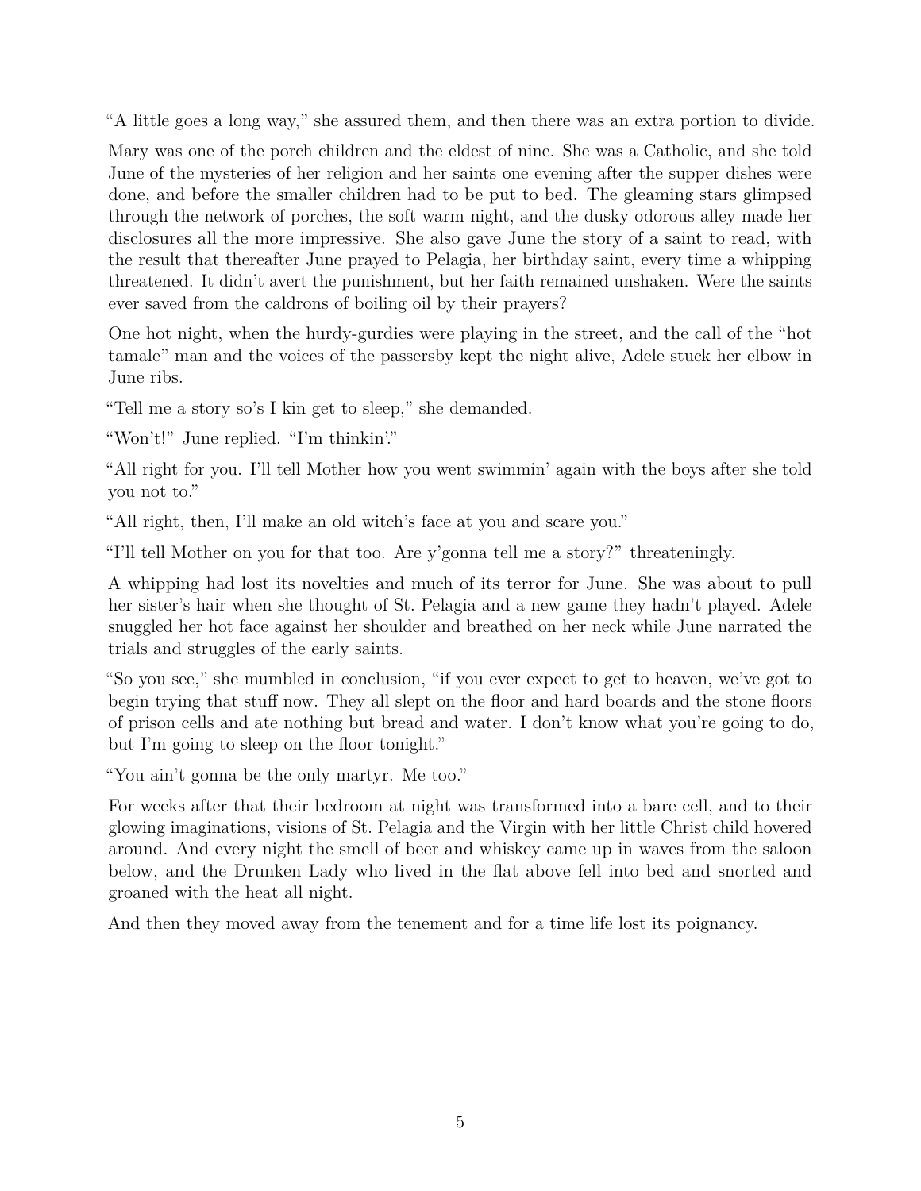"A little goes a long way," she assured them, and then there was an extra portion to divide.

Mary was one of the porch children and the eldest of nine. She was a Catholic, and she told June of the mysteries of her religion and her saints one evening after the supper dishes were done, and before the smaller children had to be put to bed. The gleaming stars glimpsed through the network of porches, the soft warm night, and the dusky odorous alley made her disclosures all the more impressive. She also gave June the story of a saint to read, with the result that thereafter June prayed to Pelagia, her birthday saint, every time a whipping threatened. It didn't avert the punishment, but her faith remained unshaken. Were the saints ever saved from the caldrons of boiling oil by their prayers?

One hot night, when the hurdy-gurdies were playing in the street, and the call of the "hot tamale" man and the voices of the passersby kept the night alive, Adele stuck her elbow in June ribs.

"Tell me a story so's I kin get to sleep," she demanded.

"Won't!" June replied. "I'm thinkin'."

"All right for you. I'll tell Mother how you went swimmin' again with the boys after she told you not to."

"All right, then, I'll make an old witch's face at you and scare you."

"I'll tell Mother on you for that too. Are y'gonna tell me a story?" threateningly.

A whipping had lost its novelties and much of its terror for June. She was about to pull her sister's hair when she thought of St. Pelagia and a new game they hadn't played. Adele snuggled her hot face against her shoulder and breathed on her neck while June narrated the trials and struggles of the early saints.

"So you see," she mumbled in conclusion, "if you ever expect to get to heaven, we've got to begin trying that stuff now. They all slept on the floor and hard boards and the stone floors of prison cells and ate nothing but bread and water. I don't know what you're going to do, but I'm going to sleep on the floor tonight."

"You ain't gonna be the only martyr. Me too."

For weeks after that their bedroom at night was transformed into a bare cell, and to their glowing imaginations, visions of St. Pelagia and the Virgin with her little Christ child hovered around. And every night the smell of beer and whiskey came up in waves from the saloon below, and the Drunken Lady who lived in the flat above fell into bed and snorted and groaned with the heat all night.

And then they moved away from the tenement and for a time life lost its poignancy.